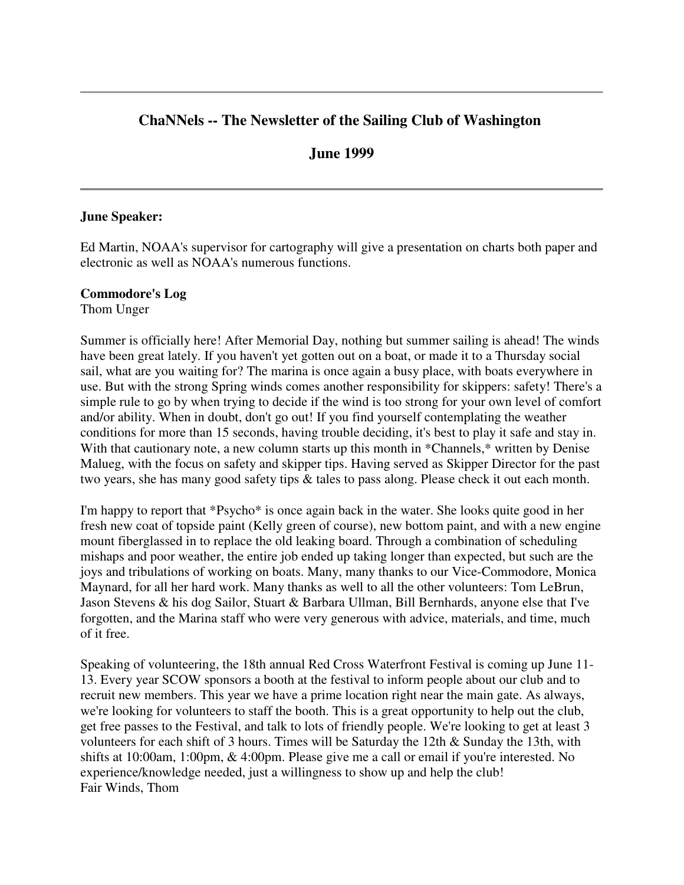# ChaNNels -- The Newsletter of the Sailing Club of Washington

## June 1999

---

**June Speaker:**

Ed Martin, NOAA's supervisor for cartography will give a presentation on charts both paper and electronic as well as NOAA's numerous functions.

**Commodore's Log**
Thom Unger

Summer is officially here! After Memorial Day, nothing but summer sailing is ahead! The winds have been great lately. If you haven't yet gotten out on a boat, or made it to a Thursday social sail, what are you waiting for? The marina is once again a busy place, with boats everywhere in use. But with the strong Spring winds comes another responsibility for skippers: safety! There's a simple rule to go by when trying to decide if the wind is too strong for your own level of comfort and/or ability. When in doubt, don't go out! If you find yourself contemplating the weather conditions for more than 15 seconds, having trouble deciding, it's best to play it safe and stay in. With that cautionary note, a new column starts up this month in *Channels,* written by Denise Malueg, with the focus on safety and skipper tips. Having served as Skipper Director for the past two years, she has many good safety tips & tales to pass along. Please check it out each month.

I'm happy to report that *Psycho* is once again back in the water. She looks quite good in her fresh new coat of topside paint (Kelly green of course), new bottom paint, and with a new engine mount fiberglassed in to replace the old leaking board. Through a combination of scheduling mishaps and poor weather, the entire job ended up taking longer than expected, but such are the joys and tribulations of working on boats. Many, many thanks to our Vice-Commodore, Monica Maynard, for all her hard work. Many thanks as well to all the other volunteers: Tom LeBrun, Jason Stevens & his dog Sailor, Stuart & Barbara Ullman, Bill Bernhards, anyone else that I've forgotten, and the Marina staff who were very generous with advice, materials, and time, much of it free.

Speaking of volunteering, the 18th annual Red Cross Waterfront Festival is coming up June 11-13. Every year SCOW sponsors a booth at the festival to inform people about our club and to recruit new members. This year we have a prime location right near the main gate. As always, we're looking for volunteers to staff the booth. This is a great opportunity to help out the club, get free passes to the Festival, and talk to lots of friendly people. We're looking to get at least 3 volunteers for each shift of 3 hours. Times will be Saturday the 12th & Sunday the 13th, with shifts at 10:00am, 1:00pm, & 4:00pm. Please give me a call or email if you're interested. No experience/knowledge needed, just a willingness to show up and help the club!
Fair Winds, Thom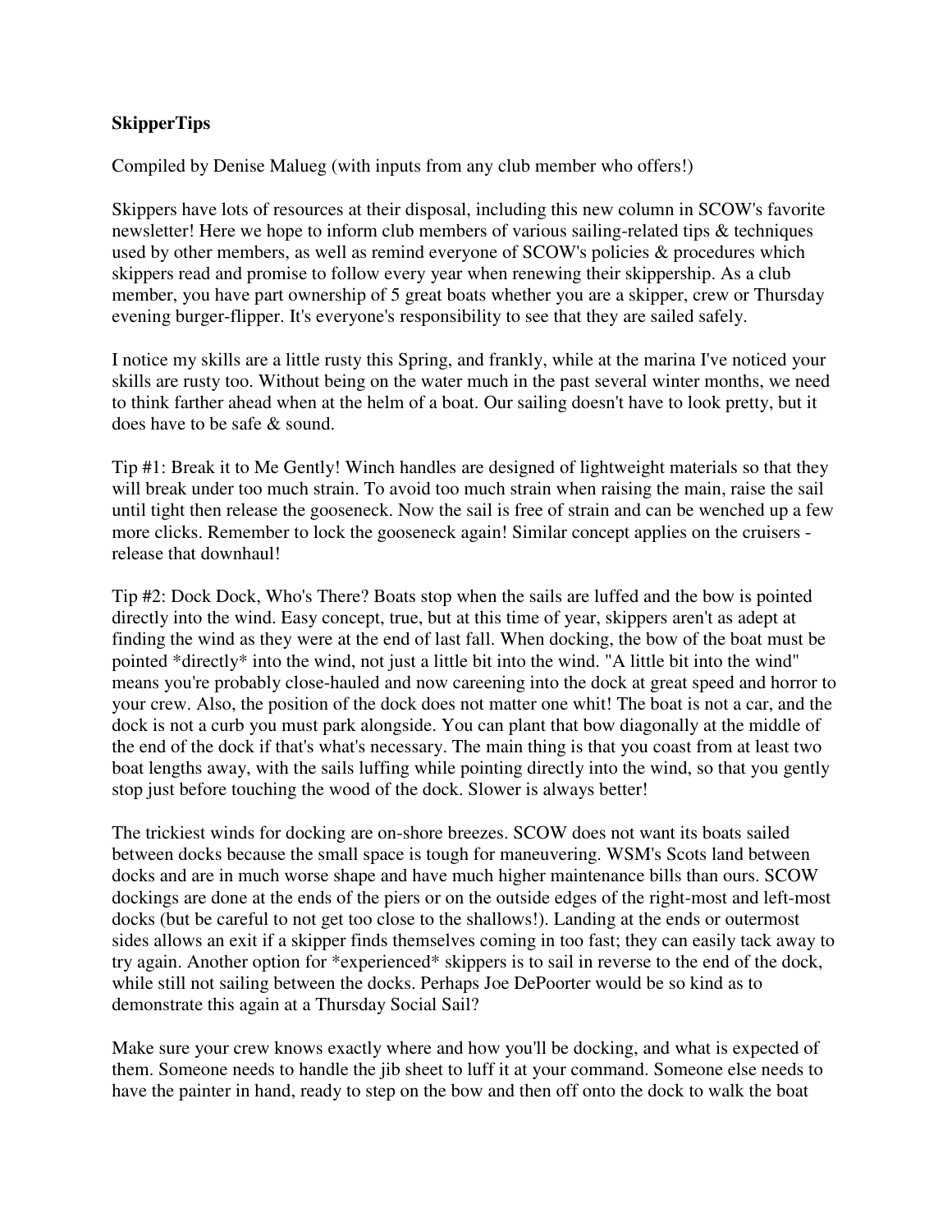**SkipperTips**

Compiled by Denise Malueg (with inputs from any club member who offers!)

Skippers have lots of resources at their disposal, including this new column in SCOW's favorite newsletter! Here we hope to inform club members of various sailing-related tips & techniques used by other members, as well as remind everyone of SCOW's policies & procedures which skippers read and promise to follow every year when renewing their skippership. As a club member, you have part ownership of 5 great boats whether you are a skipper, crew or Thursday evening burger-flipper. It's everyone's responsibility to see that they are sailed safely.

I notice my skills are a little rusty this Spring, and frankly, while at the marina I've noticed your skills are rusty too. Without being on the water much in the past several winter months, we need to think farther ahead when at the helm of a boat. Our sailing doesn't have to look pretty, but it does have to be safe & sound.

Tip #1: Break it to Me Gently! Winch handles are designed of lightweight materials so that they will break under too much strain. To avoid too much strain when raising the main, raise the sail until tight then release the gooseneck. Now the sail is free of strain and can be wenched up a few more clicks. Remember to lock the gooseneck again! Similar concept applies on the cruisers - release that downhaul!

Tip #2: Dock Dock, Who's There? Boats stop when the sails are luffed and the bow is pointed directly into the wind. Easy concept, true, but at this time of year, skippers aren't as adept at finding the wind as they were at the end of last fall. When docking, the bow of the boat must be pointed *directly* into the wind, not just a little bit into the wind. "A little bit into the wind" means you're probably close-hauled and now careening into the dock at great speed and horror to your crew. Also, the position of the dock does not matter one whit! The boat is not a car, and the dock is not a curb you must park alongside. You can plant that bow diagonally at the middle of the end of the dock if that's what's necessary. The main thing is that you coast from at least two boat lengths away, with the sails luffing while pointing directly into the wind, so that you gently stop just before touching the wood of the dock. Slower is always better!

The trickiest winds for docking are on-shore breezes. SCOW does not want its boats sailed between docks because the small space is tough for maneuvering. WSM's Scots land between docks and are in much worse shape and have much higher maintenance bills than ours. SCOW dockings are done at the ends of the piers or on the outside edges of the right-most and left-most docks (but be careful to not get too close to the shallows!). Landing at the ends or outermost sides allows an exit if a skipper finds themselves coming in too fast; they can easily tack away to try again. Another option for *experienced* skippers is to sail in reverse to the end of the dock, while still not sailing between the docks. Perhaps Joe DePoorter would be so kind as to demonstrate this again at a Thursday Social Sail?

Make sure your crew knows exactly where and how you'll be docking, and what is expected of them. Someone needs to handle the jib sheet to luff it at your command. Someone else needs to have the painter in hand, ready to step on the bow and then off onto the dock to walk the boat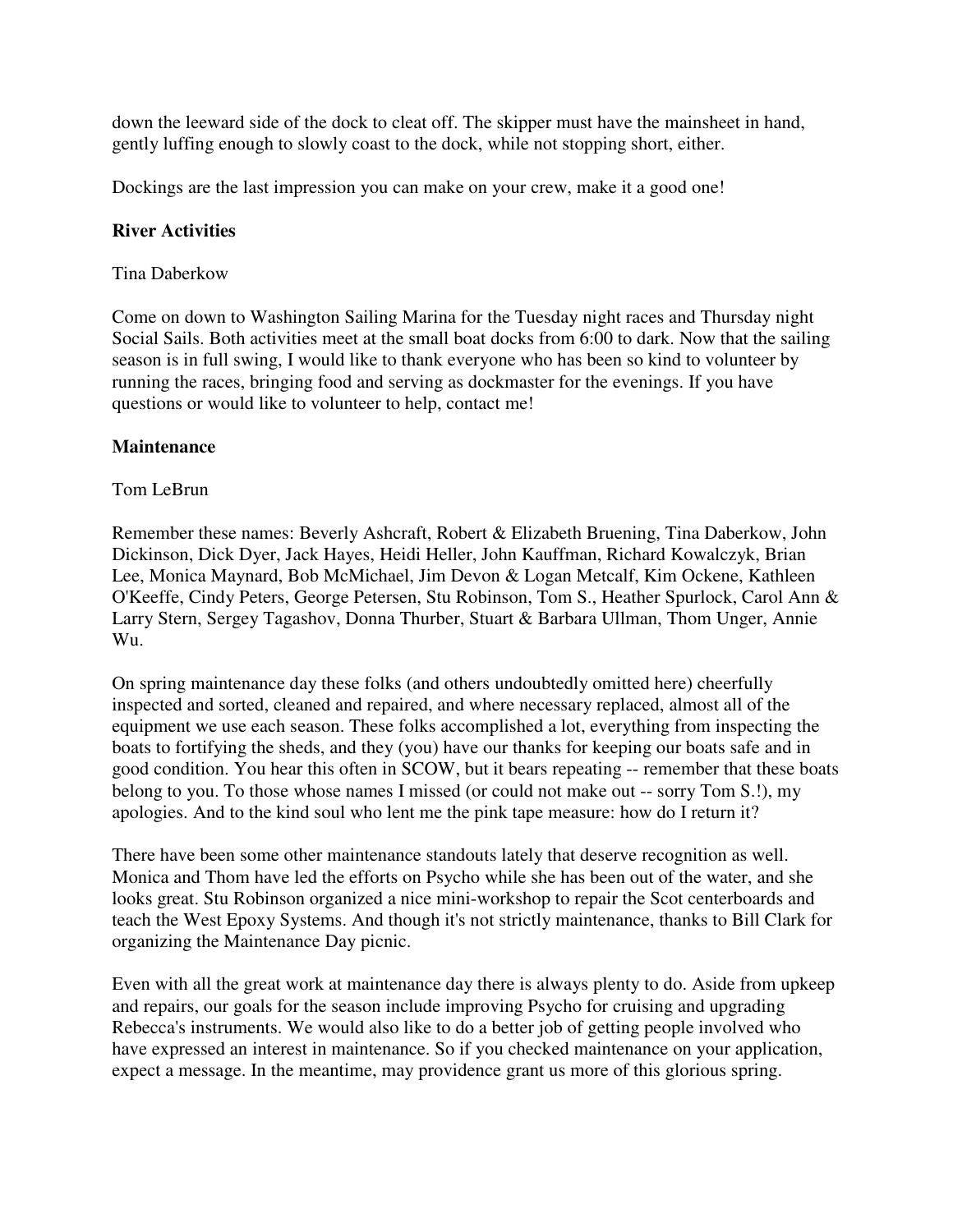down the leeward side of the dock to cleat off. The skipper must have the mainsheet in hand, gently luffing enough to slowly coast to the dock, while not stopping short, either.

Dockings are the last impression you can make on your crew, make it a good one!

**River Activities**

Tina Daberkow

Come on down to Washington Sailing Marina for the Tuesday night races and Thursday night Social Sails. Both activities meet at the small boat docks from 6:00 to dark. Now that the sailing season is in full swing, I would like to thank everyone who has been so kind to volunteer by running the races, bringing food and serving as dockmaster for the evenings. If you have questions or would like to volunteer to help, contact me!

**Maintenance**

Tom LeBrun

Remember these names: Beverly Ashcraft, Robert & Elizabeth Bruening, Tina Daberkow, John Dickinson, Dick Dyer, Jack Hayes, Heidi Heller, John Kauffman, Richard Kowalczyk, Brian Lee, Monica Maynard, Bob McMichael, Jim Devon & Logan Metcalf, Kim Ockene, Kathleen O'Keeffe, Cindy Peters, George Petersen, Stu Robinson, Tom S., Heather Spurlock, Carol Ann & Larry Stern, Sergey Tagashov, Donna Thurber, Stuart & Barbara Ullman, Thom Unger, Annie Wu.

On spring maintenance day these folks (and others undoubtedly omitted here) cheerfully inspected and sorted, cleaned and repaired, and where necessary replaced, almost all of the equipment we use each season. These folks accomplished a lot, everything from inspecting the boats to fortifying the sheds, and they (you) have our thanks for keeping our boats safe and in good condition. You hear this often in SCOW, but it bears repeating -- remember that these boats belong to you. To those whose names I missed (or could not make out -- sorry Tom S.!), my apologies. And to the kind soul who lent me the pink tape measure: how do I return it?

There have been some other maintenance standouts lately that deserve recognition as well. Monica and Thom have led the efforts on Psycho while she has been out of the water, and she looks great. Stu Robinson organized a nice mini-workshop to repair the Scot centerboards and teach the West Epoxy Systems. And though it's not strictly maintenance, thanks to Bill Clark for organizing the Maintenance Day picnic.

Even with all the great work at maintenance day there is always plenty to do. Aside from upkeep and repairs, our goals for the season include improving Psycho for cruising and upgrading Rebecca's instruments. We would also like to do a better job of getting people involved who have expressed an interest in maintenance. So if you checked maintenance on your application, expect a message. In the meantime, may providence grant us more of this glorious spring.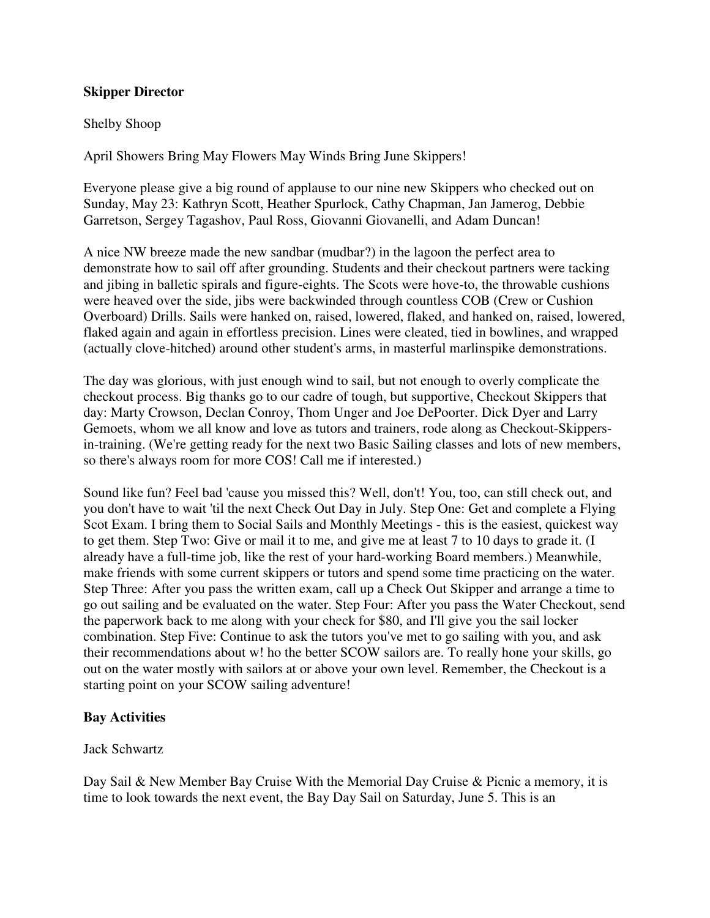**Skipper Director**

Shelby Shoop

April Showers Bring May Flowers May Winds Bring June Skippers!

Everyone please give a big round of applause to our nine new Skippers who checked out on Sunday, May 23: Kathryn Scott, Heather Spurlock, Cathy Chapman, Jan Jamerog, Debbie Garretson, Sergey Tagashov, Paul Ross, Giovanni Giovanelli, and Adam Duncan!

A nice NW breeze made the new sandbar (mudbar?) in the lagoon the perfect area to demonstrate how to sail off after grounding. Students and their checkout partners were tacking and jibing in balletic spirals and figure-eights. The Scots were hove-to, the throwable cushions were heaved over the side, jibs were backwinded through countless COB (Crew or Cushion Overboard) Drills. Sails were hanked on, raised, lowered, flaked, and hanked on, raised, lowered, flaked again and again in effortless precision. Lines were cleated, tied in bowlines, and wrapped (actually clove-hitched) around other student's arms, in masterful marlinspike demonstrations.

The day was glorious, with just enough wind to sail, but not enough to overly complicate the checkout process. Big thanks go to our cadre of tough, but supportive, Checkout Skippers that day: Marty Crowson, Declan Conroy, Thom Unger and Joe DePoorter. Dick Dyer and Larry Gemoets, whom we all know and love as tutors and trainers, rode along as Checkout-Skippers-in-training. (We're getting ready for the next two Basic Sailing classes and lots of new members, so there's always room for more COS! Call me if interested.)

Sound like fun? Feel bad 'cause you missed this? Well, don't! You, too, can still check out, and you don't have to wait 'til the next Check Out Day in July. Step One: Get and complete a Flying Scot Exam. I bring them to Social Sails and Monthly Meetings - this is the easiest, quickest way to get them. Step Two: Give or mail it to me, and give me at least 7 to 10 days to grade it. (I already have a full-time job, like the rest of your hard-working Board members.) Meanwhile, make friends with some current skippers or tutors and spend some time practicing on the water. Step Three: After you pass the written exam, call up a Check Out Skipper and arrange a time to go out sailing and be evaluated on the water. Step Four: After you pass the Water Checkout, send the paperwork back to me along with your check for $80, and I'll give you the sail locker combination. Step Five: Continue to ask the tutors you've met to go sailing with you, and ask their recommendations about w! ho the better SCOW sailors are. To really hone your skills, go out on the water mostly with sailors at or above your own level. Remember, the Checkout is a starting point on your SCOW sailing adventure!

**Bay Activities**

Jack Schwartz

Day Sail & New Member Bay Cruise With the Memorial Day Cruise & Picnic a memory, it is time to look towards the next event, the Bay Day Sail on Saturday, June 5. This is an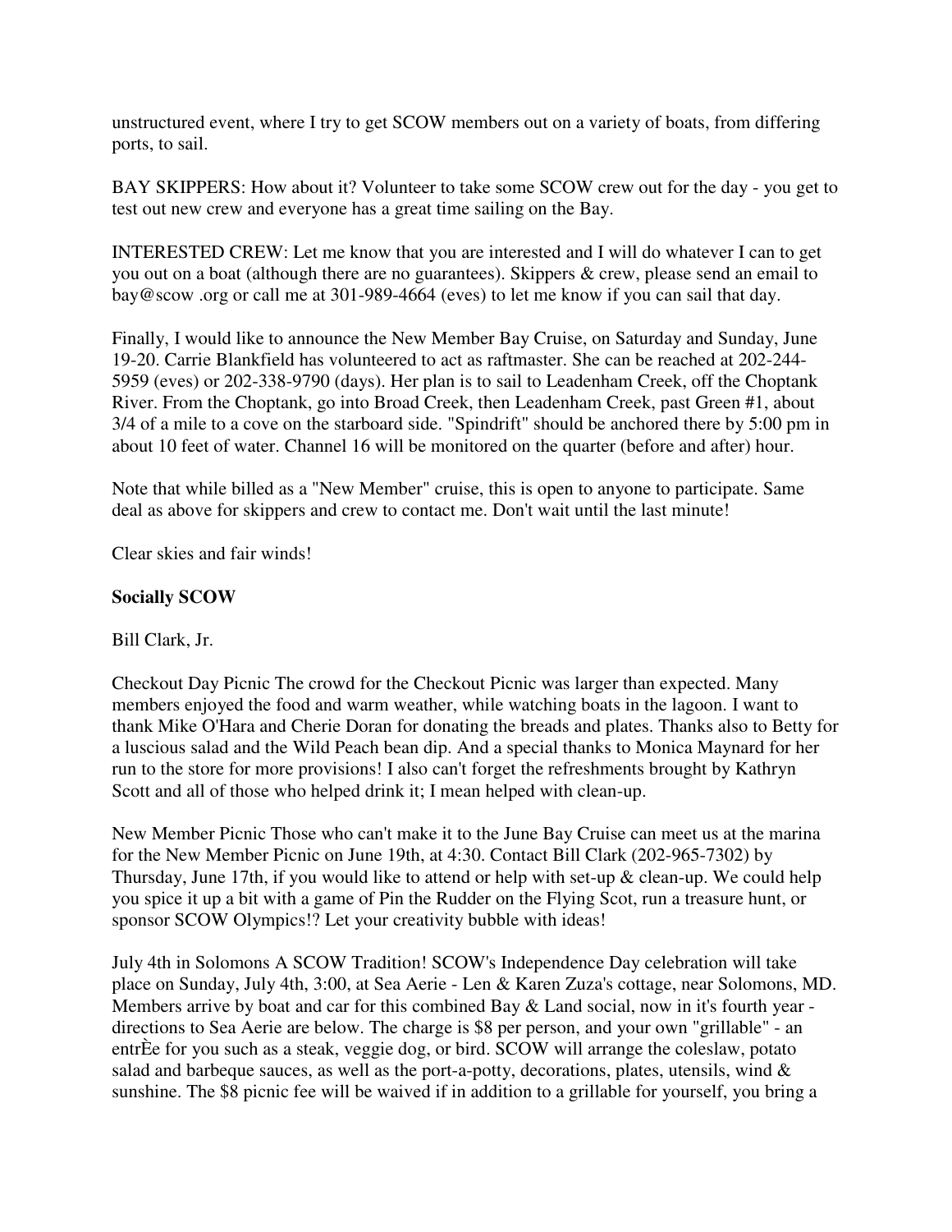unstructured event, where I try to get SCOW members out on a variety of boats, from differing ports, to sail.

BAY SKIPPERS: How about it? Volunteer to take some SCOW crew out for the day - you get to test out new crew and everyone has a great time sailing on the Bay.

INTERESTED CREW: Let me know that you are interested and I will do whatever I can to get you out on a boat (although there are no guarantees). Skippers & crew, please send an email to bay@scow .org or call me at 301-989-4664 (eves) to let me know if you can sail that day.

Finally, I would like to announce the New Member Bay Cruise, on Saturday and Sunday, June 19-20. Carrie Blankfield has volunteered to act as raftmaster. She can be reached at 202-244-5959 (eves) or 202-338-9790 (days). Her plan is to sail to Leadenham Creek, off the Choptank River. From the Choptank, go into Broad Creek, then Leadenham Creek, past Green #1, about 3/4 of a mile to a cove on the starboard side. "Spindrift" should be anchored there by 5:00 pm in about 10 feet of water. Channel 16 will be monitored on the quarter (before and after) hour.

Note that while billed as a "New Member" cruise, this is open to anyone to participate. Same deal as above for skippers and crew to contact me. Don't wait until the last minute!

Clear skies and fair winds!

**Socially SCOW**

Bill Clark, Jr.

Checkout Day Picnic The crowd for the Checkout Picnic was larger than expected. Many members enjoyed the food and warm weather, while watching boats in the lagoon. I want to thank Mike O'Hara and Cherie Doran for donating the breads and plates. Thanks also to Betty for a luscious salad and the Wild Peach bean dip. And a special thanks to Monica Maynard for her run to the store for more provisions! I also can't forget the refreshments brought by Kathryn Scott and all of those who helped drink it; I mean helped with clean-up.

New Member Picnic Those who can't make it to the June Bay Cruise can meet us at the marina for the New Member Picnic on June 19th, at 4:30. Contact Bill Clark (202-965-7302) by Thursday, June 17th, if you would like to attend or help with set-up & clean-up. We could help you spice it up a bit with a game of Pin the Rudder on the Flying Scot, run a treasure hunt, or sponsor SCOW Olympics!? Let your creativity bubble with ideas!

July 4th in Solomons A SCOW Tradition! SCOW's Independence Day celebration will take place on Sunday, July 4th, 3:00, at Sea Aerie - Len & Karen Zuza's cottage, near Solomons, MD. Members arrive by boat and car for this combined Bay & Land social, now in it's fourth year - directions to Sea Aerie are below. The charge is $8 per person, and your own "grillable" - an entrÈe for you such as a steak, veggie dog, or bird. SCOW will arrange the coleslaw, potato salad and barbeque sauces, as well as the port-a-potty, decorations, plates, utensils, wind & sunshine. The $8 picnic fee will be waived if in addition to a grillable for yourself, you bring a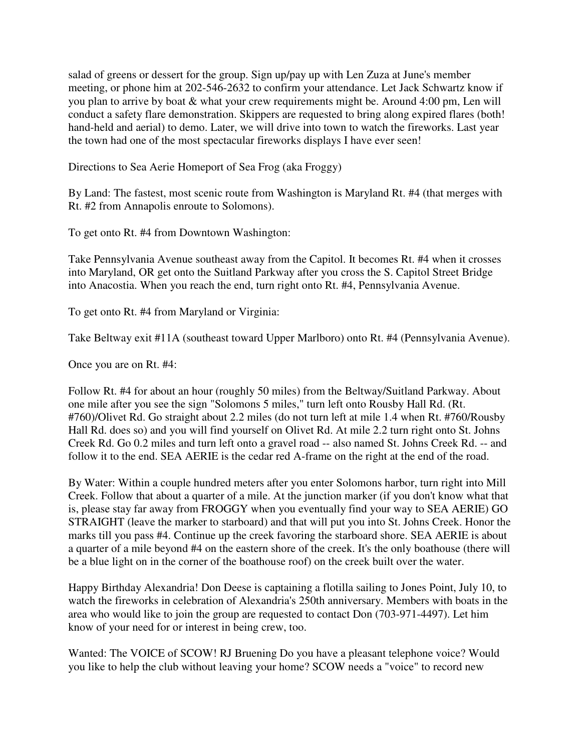salad of greens or dessert for the group. Sign up/pay up with Len Zuza at June's member meeting, or phone him at 202-546-2632 to confirm your attendance. Let Jack Schwartz know if you plan to arrive by boat & what your crew requirements might be. Around 4:00 pm, Len will conduct a safety flare demonstration. Skippers are requested to bring along expired flares (both! hand-held and aerial) to demo. Later, we will drive into town to watch the fireworks. Last year the town had one of the most spectacular fireworks displays I have ever seen!

Directions to Sea Aerie Homeport of Sea Frog (aka Froggy)

By Land: The fastest, most scenic route from Washington is Maryland Rt. #4 (that merges with Rt. #2 from Annapolis enroute to Solomons).

To get onto Rt. #4 from Downtown Washington:

Take Pennsylvania Avenue southeast away from the Capitol. It becomes Rt. #4 when it crosses into Maryland, OR get onto the Suitland Parkway after you cross the S. Capitol Street Bridge into Anacostia. When you reach the end, turn right onto Rt. #4, Pennsylvania Avenue.

To get onto Rt. #4 from Maryland or Virginia:

Take Beltway exit #11A (southeast toward Upper Marlboro) onto Rt. #4 (Pennsylvania Avenue).

Once you are on Rt. #4:

Follow Rt. #4 for about an hour (roughly 50 miles) from the Beltway/Suitland Parkway. About one mile after you see the sign "Solomons 5 miles," turn left onto Rousby Hall Rd. (Rt. #760)/Olivet Rd. Go straight about 2.2 miles (do not turn left at mile 1.4 when Rt. #760/Rousby Hall Rd. does so) and you will find yourself on Olivet Rd. At mile 2.2 turn right onto St. Johns Creek Rd. Go 0.2 miles and turn left onto a gravel road -- also named St. Johns Creek Rd. -- and follow it to the end. SEA AERIE is the cedar red A-frame on the right at the end of the road.

By Water: Within a couple hundred meters after you enter Solomons harbor, turn right into Mill Creek. Follow that about a quarter of a mile. At the junction marker (if you don't know what that is, please stay far away from FROGGY when you eventually find your way to SEA AERIE) GO STRAIGHT (leave the marker to starboard) and that will put you into St. Johns Creek. Honor the marks till you pass #4. Continue up the creek favoring the starboard shore. SEA AERIE is about a quarter of a mile beyond #4 on the eastern shore of the creek. It's the only boathouse (there will be a blue light on in the corner of the boathouse roof) on the creek built over the water.

Happy Birthday Alexandria! Don Deese is captaining a flotilla sailing to Jones Point, July 10, to watch the fireworks in celebration of Alexandria's 250th anniversary. Members with boats in the area who would like to join the group are requested to contact Don (703-971-4497). Let him know of your need for or interest in being crew, too.

Wanted: The VOICE of SCOW! RJ Bruening Do you have a pleasant telephone voice? Would you like to help the club without leaving your home? SCOW needs a "voice" to record new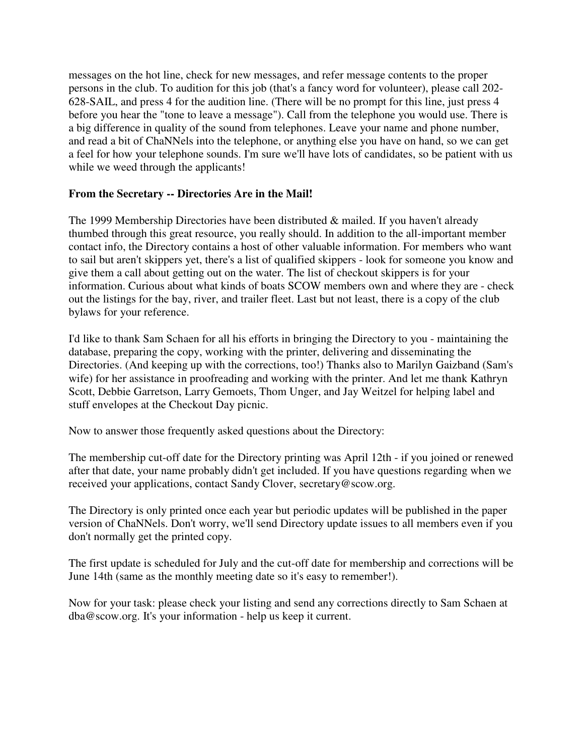messages on the hot line, check for new messages, and refer message contents to the proper persons in the club. To audition for this job (that's a fancy word for volunteer), please call 202-628-SAIL, and press 4 for the audition line. (There will be no prompt for this line, just press 4 before you hear the "tone to leave a message"). Call from the telephone you would use. There is a big difference in quality of the sound from telephones. Leave your name and phone number, and read a bit of ChaNNels into the telephone, or anything else you have on hand, so we can get a feel for how your telephone sounds. I'm sure we'll have lots of candidates, so be patient with us while we weed through the applicants!

**From the Secretary -- Directories Are in the Mail!**

The 1999 Membership Directories have been distributed & mailed. If you haven't already thumbed through this great resource, you really should. In addition to the all-important member contact info, the Directory contains a host of other valuable information. For members who want to sail but aren't skippers yet, there's a list of qualified skippers - look for someone you know and give them a call about getting out on the water. The list of checkout skippers is for your information. Curious about what kinds of boats SCOW members own and where they are - check out the listings for the bay, river, and trailer fleet. Last but not least, there is a copy of the club bylaws for your reference.

I'd like to thank Sam Schaen for all his efforts in bringing the Directory to you - maintaining the database, preparing the copy, working with the printer, delivering and disseminating the Directories. (And keeping up with the corrections, too!) Thanks also to Marilyn Gaizband (Sam's wife) for her assistance in proofreading and working with the printer. And let me thank Kathryn Scott, Debbie Garretson, Larry Gemoets, Thom Unger, and Jay Weitzel for helping label and stuff envelopes at the Checkout Day picnic.

Now to answer those frequently asked questions about the Directory:

The membership cut-off date for the Directory printing was April 12th - if you joined or renewed after that date, your name probably didn't get included. If you have questions regarding when we received your applications, contact Sandy Clover, secretary@scow.org.

The Directory is only printed once each year but periodic updates will be published in the paper version of ChaNNels. Don't worry, we'll send Directory update issues to all members even if you don't normally get the printed copy.

The first update is scheduled for July and the cut-off date for membership and corrections will be June 14th (same as the monthly meeting date so it's easy to remember!).

Now for your task: please check your listing and send any corrections directly to Sam Schaen at dba@scow.org. It's your information - help us keep it current.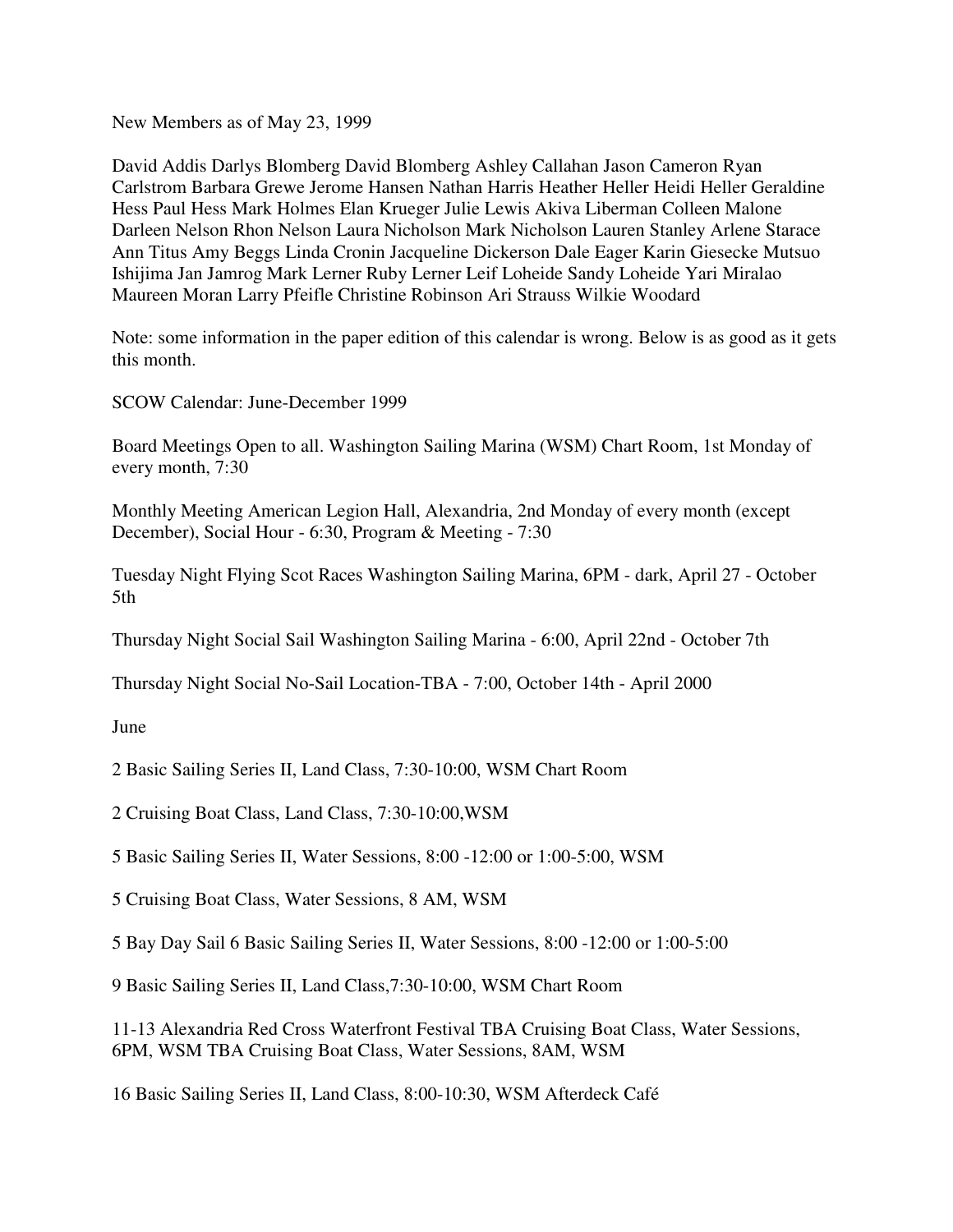New Members as of May 23, 1999

David Addis Darlys Blomberg David Blomberg Ashley Callahan Jason Cameron Ryan Carlstrom Barbara Grewe Jerome Hansen Nathan Harris Heather Heller Heidi Heller Geraldine Hess Paul Hess Mark Holmes Elan Krueger Julie Lewis Akiva Liberman Colleen Malone Darleen Nelson Rhon Nelson Laura Nicholson Mark Nicholson Lauren Stanley Arlene Starace Ann Titus Amy Beggs Linda Cronin Jacqueline Dickerson Dale Eager Karin Giesecke Mutsuo Ishijima Jan Jamrog Mark Lerner Ruby Lerner Leif Loheide Sandy Loheide Yari Miralao Maureen Moran Larry Pfeifle Christine Robinson Ari Strauss Wilkie Woodard

Note: some information in the paper edition of this calendar is wrong. Below is as good as it gets this month.

SCOW Calendar: June-December 1999

Board Meetings Open to all. Washington Sailing Marina (WSM) Chart Room, 1st Monday of every month, 7:30

Monthly Meeting American Legion Hall, Alexandria, 2nd Monday of every month (except December), Social Hour - 6:30, Program & Meeting - 7:30

Tuesday Night Flying Scot Races Washington Sailing Marina, 6PM - dark, April 27 - October 5th

Thursday Night Social Sail Washington Sailing Marina - 6:00, April 22nd - October 7th

Thursday Night Social No-Sail Location-TBA - 7:00, October 14th - April 2000

June

2 Basic Sailing Series II, Land Class, 7:30-10:00, WSM Chart Room

2 Cruising Boat Class, Land Class, 7:30-10:00,WSM

5 Basic Sailing Series II, Water Sessions, 8:00 -12:00 or 1:00-5:00, WSM

5 Cruising Boat Class, Water Sessions, 8 AM, WSM

5 Bay Day Sail 6 Basic Sailing Series II, Water Sessions, 8:00 -12:00 or 1:00-5:00

9 Basic Sailing Series II, Land Class,7:30-10:00, WSM Chart Room

11-13 Alexandria Red Cross Waterfront Festival TBA Cruising Boat Class, Water Sessions, 6PM, WSM TBA Cruising Boat Class, Water Sessions, 8AM, WSM

16 Basic Sailing Series II, Land Class, 8:00-10:30, WSM Afterdeck Café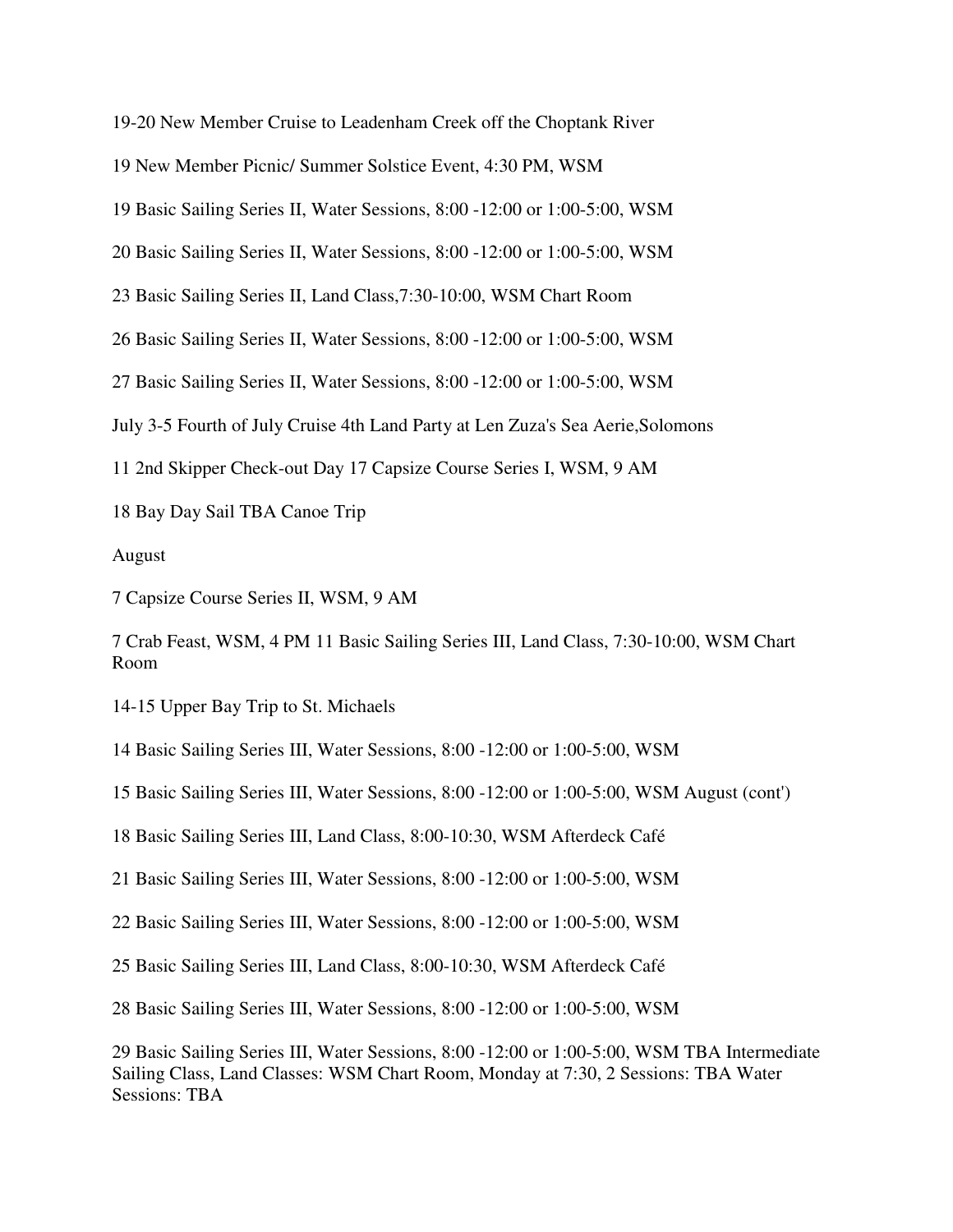19-20 New Member Cruise to Leadenham Creek off the Choptank River

19 New Member Picnic/ Summer Solstice Event, 4:30 PM, WSM

19 Basic Sailing Series II, Water Sessions, 8:00 -12:00 or 1:00-5:00, WSM

20 Basic Sailing Series II, Water Sessions, 8:00 -12:00 or 1:00-5:00, WSM

23 Basic Sailing Series II, Land Class,7:30-10:00, WSM Chart Room

26 Basic Sailing Series II, Water Sessions, 8:00 -12:00 or 1:00-5:00, WSM

27 Basic Sailing Series II, Water Sessions, 8:00 -12:00 or 1:00-5:00, WSM

July 3-5 Fourth of July Cruise 4th Land Party at Len Zuza's Sea Aerie,Solomons

11 2nd Skipper Check-out Day 17 Capsize Course Series I, WSM, 9 AM

18 Bay Day Sail TBA Canoe Trip

August

7 Capsize Course Series II, WSM, 9 AM

7 Crab Feast, WSM, 4 PM 11 Basic Sailing Series III, Land Class, 7:30-10:00, WSM Chart Room

14-15 Upper Bay Trip to St. Michaels

14 Basic Sailing Series III, Water Sessions, 8:00 -12:00 or 1:00-5:00, WSM

15 Basic Sailing Series III, Water Sessions, 8:00 -12:00 or 1:00-5:00, WSM August (cont')

18 Basic Sailing Series III, Land Class, 8:00-10:30, WSM Afterdeck Café

21 Basic Sailing Series III, Water Sessions, 8:00 -12:00 or 1:00-5:00, WSM

22 Basic Sailing Series III, Water Sessions, 8:00 -12:00 or 1:00-5:00, WSM

25 Basic Sailing Series III, Land Class, 8:00-10:30, WSM Afterdeck Café

28 Basic Sailing Series III, Water Sessions, 8:00 -12:00 or 1:00-5:00, WSM

29 Basic Sailing Series III, Water Sessions, 8:00 -12:00 or 1:00-5:00, WSM TBA Intermediate Sailing Class, Land Classes: WSM Chart Room, Monday at 7:30, 2 Sessions: TBA Water Sessions: TBA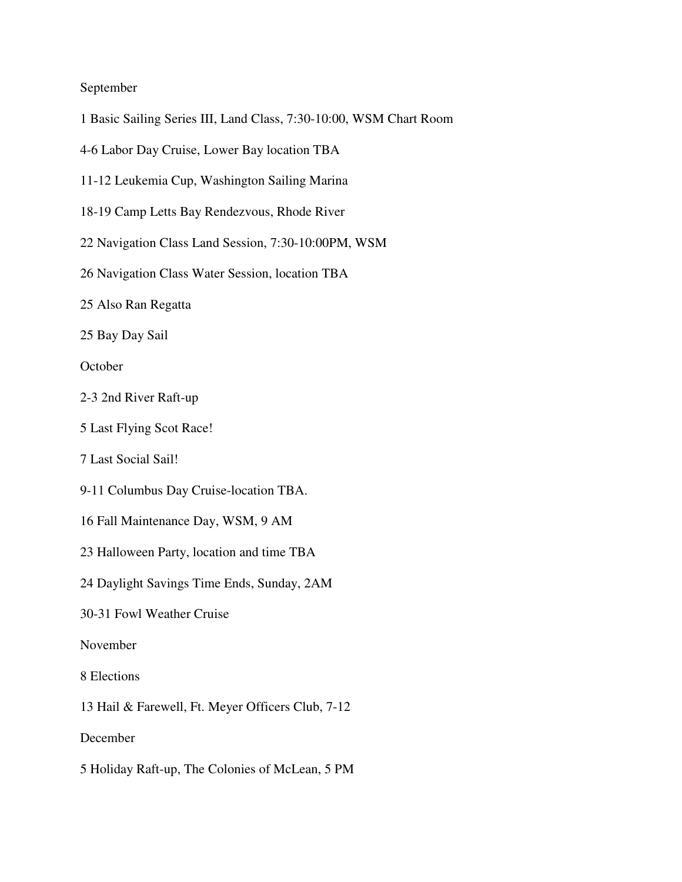September

1 Basic Sailing Series III, Land Class, 7:30-10:00, WSM Chart Room

4-6 Labor Day Cruise, Lower Bay location TBA

11-12 Leukemia Cup, Washington Sailing Marina

18-19 Camp Letts Bay Rendezvous, Rhode River

22 Navigation Class Land Session, 7:30-10:00PM, WSM

26 Navigation Class Water Session, location TBA

25 Also Ran Regatta

25 Bay Day Sail

October

2-3 2nd River Raft-up

5 Last Flying Scot Race!

7 Last Social Sail!

9-11 Columbus Day Cruise-location TBA.

16 Fall Maintenance Day, WSM, 9 AM

23 Halloween Party, location and time TBA

24 Daylight Savings Time Ends, Sunday, 2AM

30-31 Fowl Weather Cruise

November

8 Elections

13 Hail & Farewell, Ft. Meyer Officers Club, 7-12

December

5 Holiday Raft-up, The Colonies of McLean, 5 PM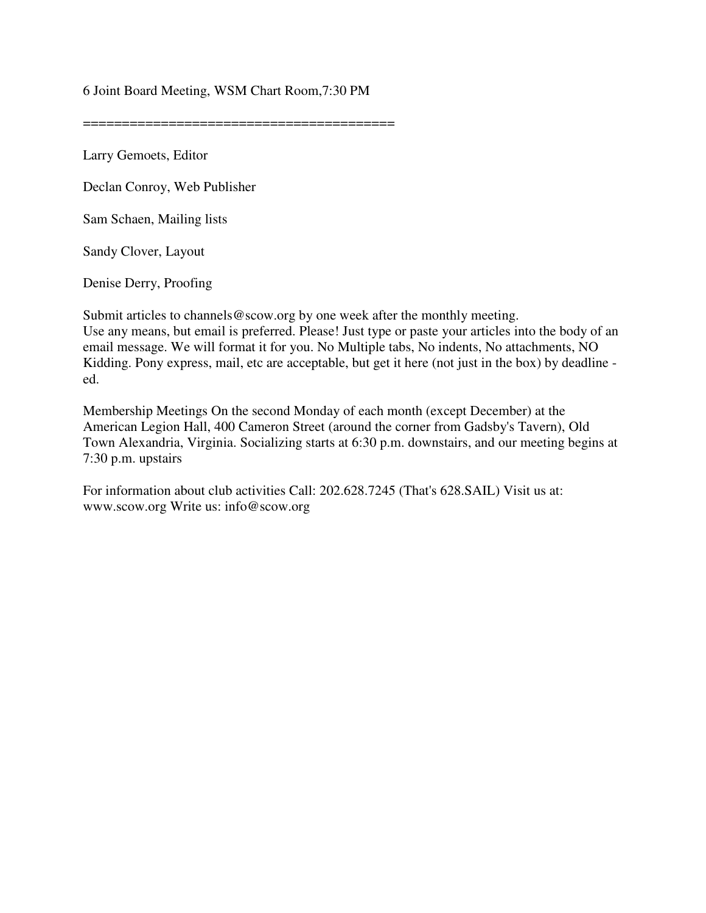6 Joint Board Meeting, WSM Chart Room,7:30 PM

========================================

Larry Gemoets, Editor

Declan Conroy, Web Publisher

Sam Schaen, Mailing lists

Sandy Clover, Layout

Denise Derry, Proofing

Submit articles to channels@scow.org by one week after the monthly meeting.
Use any means, but email is preferred. Please! Just type or paste your articles into the body of an email message. We will format it for you. No Multiple tabs, No indents, No attachments, NO Kidding. Pony express, mail, etc are acceptable, but get it here (not just in the box) by deadline - ed.

Membership Meetings On the second Monday of each month (except December) at the American Legion Hall, 400 Cameron Street (around the corner from Gadsby's Tavern), Old Town Alexandria, Virginia. Socializing starts at 6:30 p.m. downstairs, and our meeting begins at 7:30 p.m. upstairs

For information about club activities Call: 202.628.7245 (That's 628.SAIL) Visit us at: www.scow.org Write us: info@scow.org